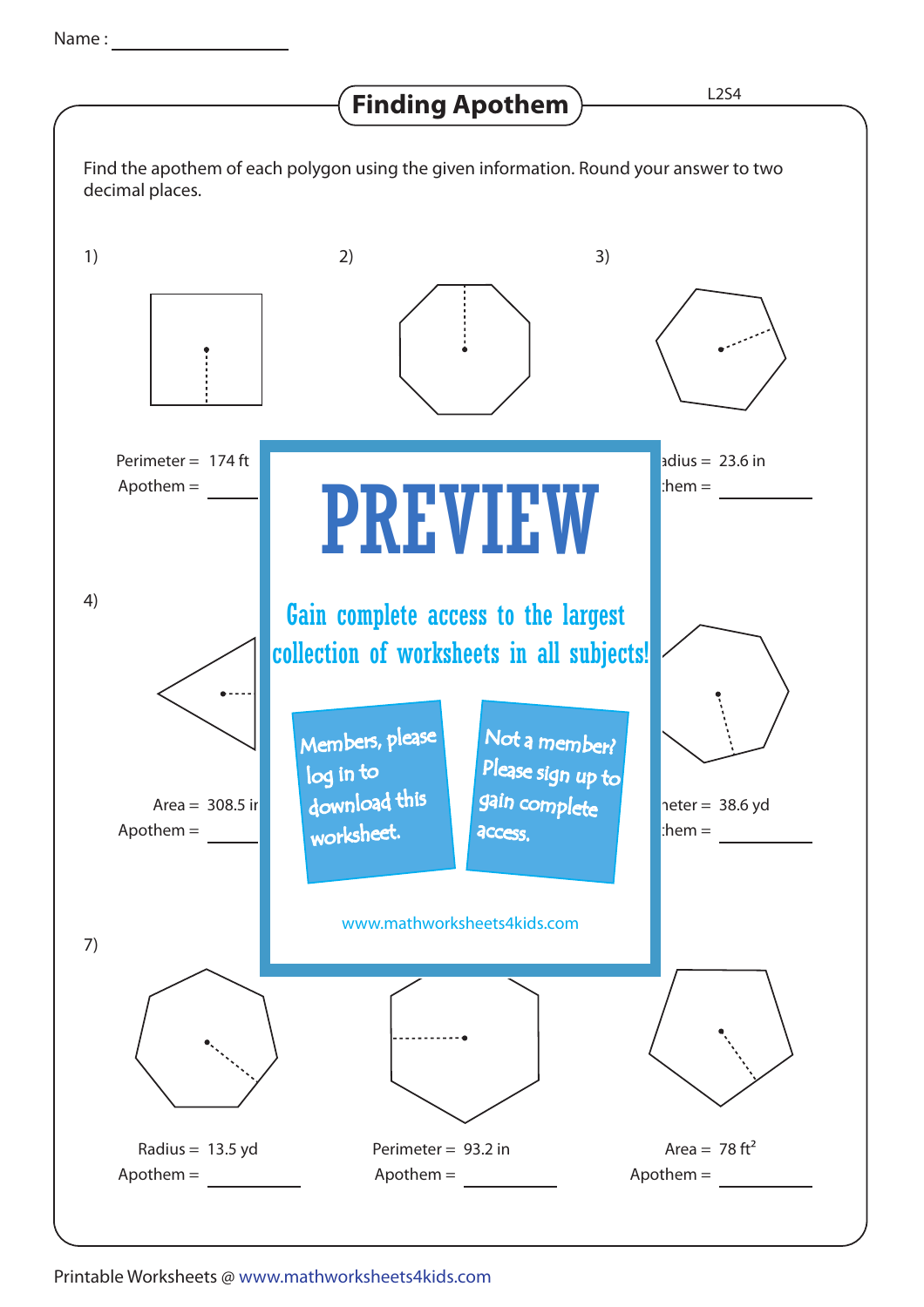Name : ________________

# Finding Apothem

L2S4

Find the apothem of each polygon using the given information. Round your answer to two decimal places.

1)

Perimeter = 174 ft

Apothem = ______

2)

3)

adius = 23.6 in

:hem = ______

**PREVIEW**

Gain complete access to the largest collection of worksheets in all subjects!

Members, please log in to download this worksheet.

Not a member? Please sign up to gain complete access.

www.mathworksheets4kids.com

4)

Area = 308.5 ir

Apothem = ______

neter = 38.6 yd

:hem = ______

7)

Radius = 13.5 yd

Apothem = ______

Perimeter = 93.2 in

Apothem = ______

Area = 78 $ft^2$

Apothem = ______

Printable Worksheets @ www.mathworksheets4kids.com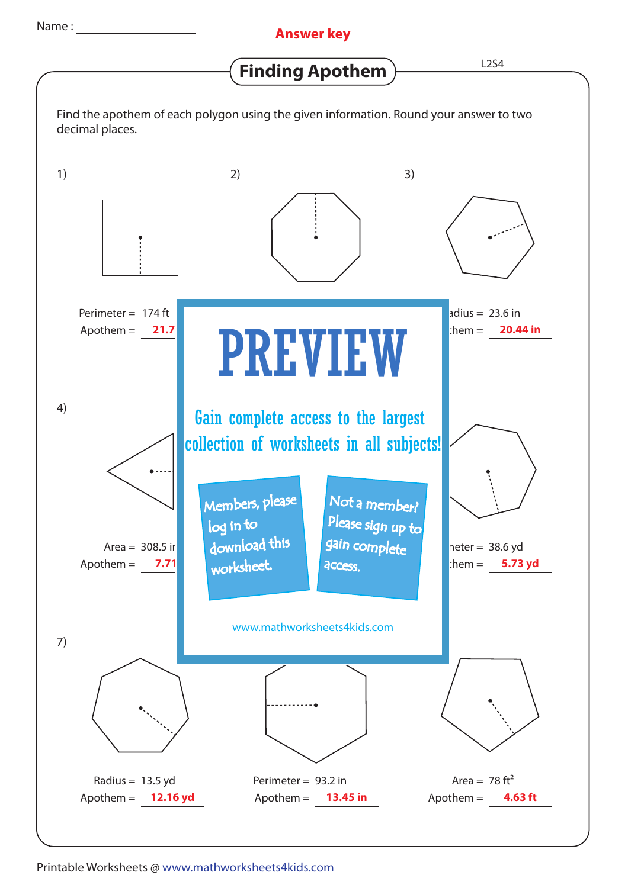Name : ____________

**Answer key**

# Finding Apothem

L2S4

Find the apothem of each polygon using the given information. Round your answer to two decimal places.

1)

Perimeter = 174 ft

Apothem = **21.7**

2)

3)

adius = 23.6 in

hem = **20.44 in**

**PREVIEW**

Gain complete access to the largest collection of worksheets in all subjects!

Members, please log in to download this worksheet.

Not a member? Please sign up to gain complete access.

www.mathworksheets4kids.com

4)

Area = 308.5 ir

Apothem = **7.71**

neter = 38.6 yd

hem = **5.73 yd**

7)

Radius = 13.5 yd

Apothem = **12.16 yd**

Perimeter = 93.2 in

Apothem = **13.45 in**

Area = 78 $ft^2$

Apothem = **4.63 ft**

Printable Worksheets @ www.mathworksheets4kids.com